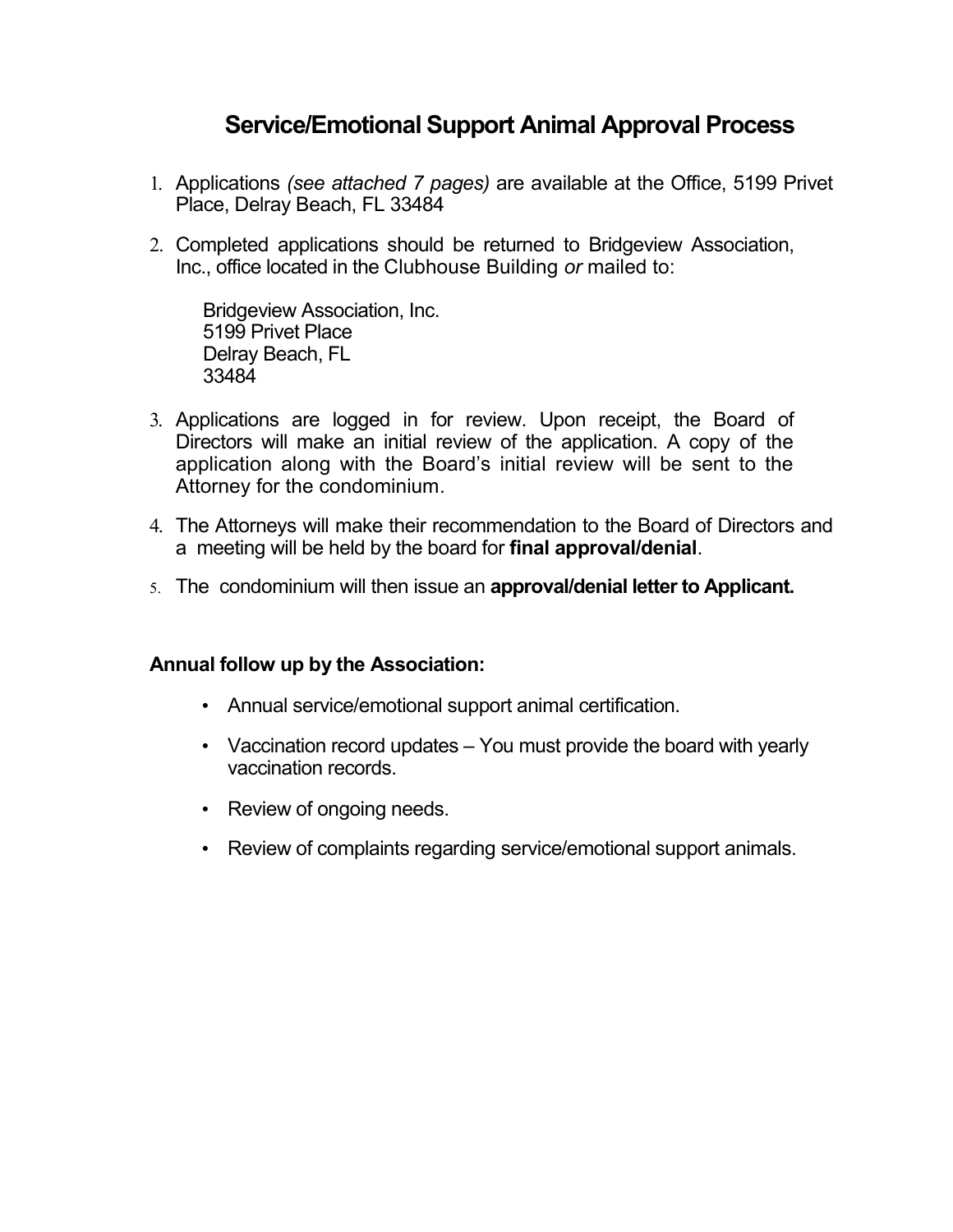# Service/Emotional Support Animal Approval Process

1. Applications *(see attached 7 pages)* are available at the Office, 5199 Privet Place, Delray Beach, FL 33484

2. Completed applications should be returned to Bridgeview Association, Inc., office located in the Clubhouse Building *or* mailed to:

   Bridgeview Association, Inc.
   5199 Privet Place
   Delray Beach, FL
   33484

3. Applications are logged in for review. Upon receipt, the Board of Directors will make an initial review of the application. A copy of the application along with the Board's initial review will be sent to the Attorney for the condominium.

4. The Attorneys will make their recommendation to the Board of Directors and a meeting will be held by the board for **final approval/denial**.

5. The condominium will then issue an **approval/denial letter to Applicant.**

**Annual follow up by the Association:**

- Annual service/emotional support animal certification.
- Vaccination record updates – You must provide the board with yearly vaccination records.
- Review of ongoing needs.
- Review of complaints regarding service/emotional support animals.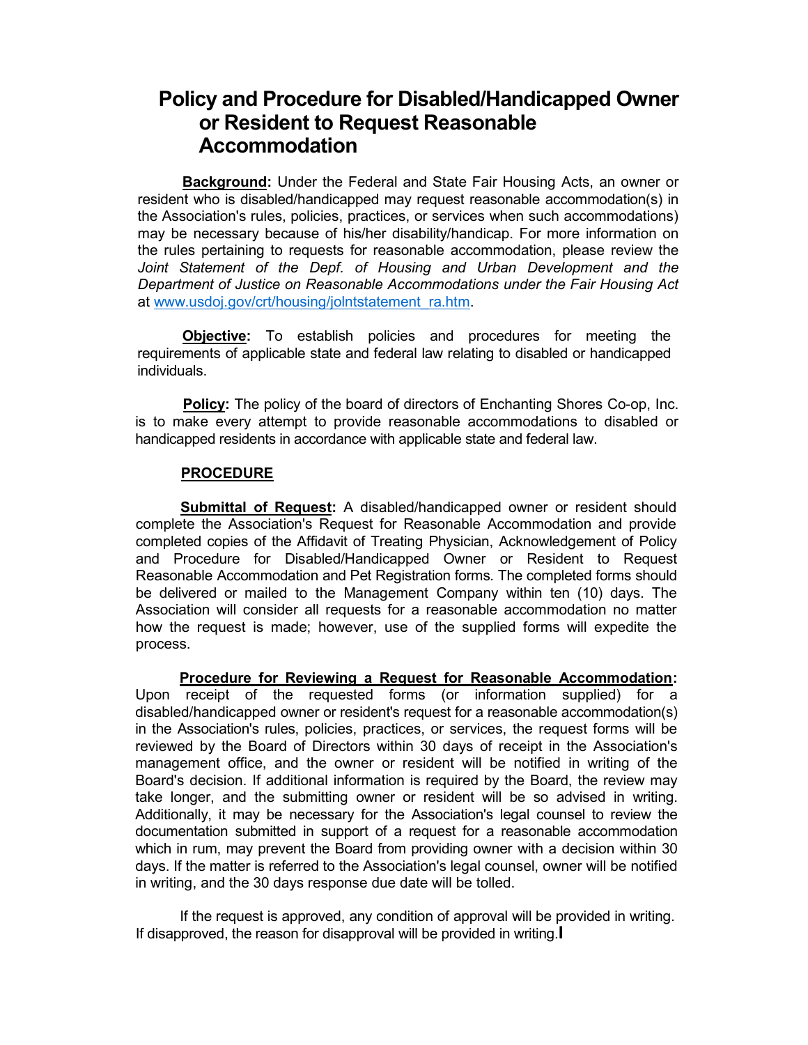# Policy and Procedure for Disabled/Handicapped Owner or Resident to Request Reasonable Accommodation

**Background:** Under the Federal and State Fair Housing Acts, an owner or resident who is disabled/handicapped may request reasonable accommodation(s) in the Association's rules, policies, practices, or services when such accommodations) may be necessary because of his/her disability/handicap. For more information on the rules pertaining to requests for reasonable accommodation, please review the *Joint Statement of the Depf. of Housing and Urban Development and the Department of Justice on Reasonable Accommodations under the Fair Housing Act* at [www.usdoj.gov/crt/housing/jolntstatement_ra.htm](www.usdoj.gov/crt/housing/jolntstatement_ra.htm).

**Objective:** To establish policies and procedures for meeting the requirements of applicable state and federal law relating to disabled or handicapped individuals.

**Policy:** The policy of the board of directors of Enchanting Shores Co-op, Inc. is to make every attempt to provide reasonable accommodations to disabled or handicapped residents in accordance with applicable state and federal law.

## PROCEDURE

**Submittal of Request:** A disabled/handicapped owner or resident should complete the Association's Request for Reasonable Accommodation and provide completed copies of the Affidavit of Treating Physician, Acknowledgement of Policy and Procedure for Disabled/Handicapped Owner or Resident to Request Reasonable Accommodation and Pet Registration forms. The completed forms should be delivered or mailed to the Management Company within ten (10) days. The Association will consider all requests for a reasonable accommodation no matter how the request is made; however, use of the supplied forms will expedite the process.

**Procedure for Reviewing a Request for Reasonable Accommodation:** Upon receipt of the requested forms (or information supplied) for a disabled/handicapped owner or resident's request for a reasonable accommodation(s) in the Association's rules, policies, practices, or services, the request forms will be reviewed by the Board of Directors within 30 days of receipt in the Association's management office, and the owner or resident will be notified in writing of the Board's decision. If additional information is required by the Board, the review may take longer, and the submitting owner or resident will be so advised in writing. Additionally, it may be necessary for the Association's legal counsel to review the documentation submitted in support of a request for a reasonable accommodation which in rum, may prevent the Board from providing owner with a decision within 30 days. If the matter is referred to the Association's legal counsel, owner will be notified in writing, and the 30 days response due date will be tolled.

If the request is approved, any condition of approval will be provided in writing. If disapproved, the reason for disapproval will be provided in writing.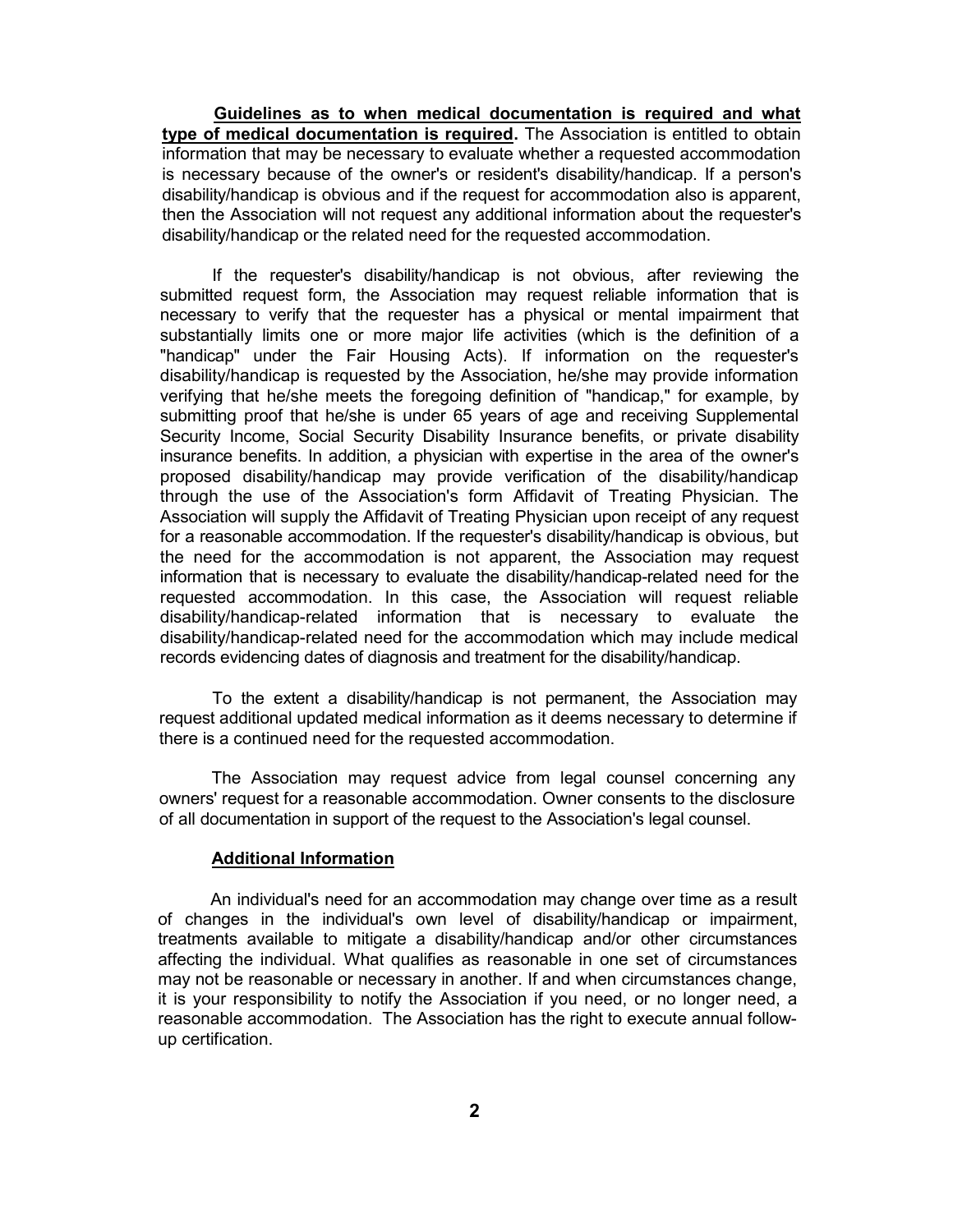**Guidelines as to when medical documentation is required and what type of medical documentation is required.** The Association is entitled to obtain information that may be necessary to evaluate whether a requested accommodation is necessary because of the owner's or resident's disability/handicap. If a person's disability/handicap is obvious and if the request for accommodation also is apparent, then the Association will not request any additional information about the requester's disability/handicap or the related need for the requested accommodation.

If the requester's disability/handicap is not obvious, after reviewing the submitted request form, the Association may request reliable information that is necessary to verify that the requester has a physical or mental impairment that substantially limits one or more major life activities (which is the definition of a "handicap" under the Fair Housing Acts). If information on the requester's disability/handicap is requested by the Association, he/she may provide information verifying that he/she meets the foregoing definition of "handicap," for example, by submitting proof that he/she is under 65 years of age and receiving Supplemental Security Income, Social Security Disability Insurance benefits, or private disability insurance benefits. In addition, a physician with expertise in the area of the owner's proposed disability/handicap may provide verification of the disability/handicap through the use of the Association's form Affidavit of Treating Physician. The Association will supply the Affidavit of Treating Physician upon receipt of any request for a reasonable accommodation. If the requester's disability/handicap is obvious, but the need for the accommodation is not apparent, the Association may request information that is necessary to evaluate the disability/handicap-related need for the requested accommodation. In this case, the Association will request reliable disability/handicap-related information that is necessary to evaluate the disability/handicap-related need for the accommodation which may include medical records evidencing dates of diagnosis and treatment for the disability/handicap.

To the extent a disability/handicap is not permanent, the Association may request additional updated medical information as it deems necessary to determine if there is a continued need for the requested accommodation.

The Association may request advice from legal counsel concerning any owners' request for a reasonable accommodation. Owner consents to the disclosure of all documentation in support of the request to the Association's legal counsel.

**Additional Information**

An individual's need for an accommodation may change over time as a result of changes in the individual's own level of disability/handicap or impairment, treatments available to mitigate a disability/handicap and/or other circumstances affecting the individual. What qualifies as reasonable in one set of circumstances may not be reasonable or necessary in another. If and when circumstances change, it is your responsibility to notify the Association if you need, or no longer need, a reasonable accommodation. The Association has the right to execute annual follow-up certification.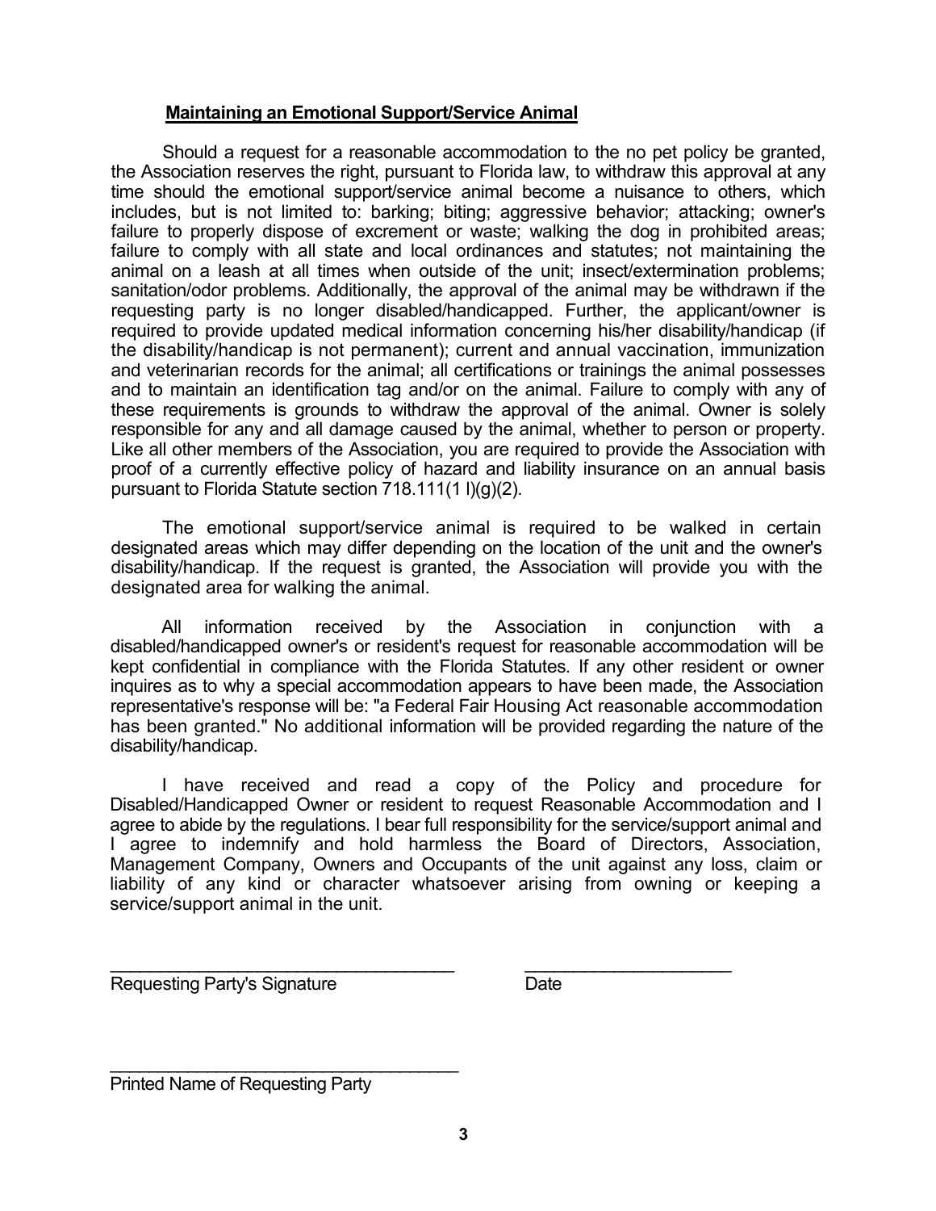## Maintaining an Emotional Support/Service Animal

Should a request for a reasonable accommodation to the no pet policy be granted, the Association reserves the right, pursuant to Florida law, to withdraw this approval at any time should the emotional support/service animal become a nuisance to others, which includes, but is not limited to: barking; biting; aggressive behavior; attacking; owner's failure to properly dispose of excrement or waste; walking the dog in prohibited areas; failure to comply with all state and local ordinances and statutes; not maintaining the animal on a leash at all times when outside of the unit; insect/extermination problems; sanitation/odor problems. Additionally, the approval of the animal may be withdrawn if the requesting party is no longer disabled/handicapped. Further, the applicant/owner is required to provide updated medical information concerning his/her disability/handicap (if the disability/handicap is not permanent); current and annual vaccination, immunization and veterinarian records for the animal; all certifications or trainings the animal possesses and to maintain an identification tag and/or on the animal. Failure to comply with any of these requirements is grounds to withdraw the approval of the animal. Owner is solely responsible for any and all damage caused by the animal, whether to person or property. Like all other members of the Association, you are required to provide the Association with proof of a currently effective policy of hazard and liability insurance on an annual basis pursuant to Florida Statute section 718.111(1 l)(g)(2).

The emotional support/service animal is required to be walked in certain designated areas which may differ depending on the location of the unit and the owner's disability/handicap. If the request is granted, the Association will provide you with the designated area for walking the animal.

All information received by the Association in conjunction with a disabled/handicapped owner's or resident's request for reasonable accommodation will be kept confidential in compliance with the Florida Statutes. If any other resident or owner inquires as to why a special accommodation appears to have been made, the Association representative's response will be: "a Federal Fair Housing Act reasonable accommodation has been granted." No additional information will be provided regarding the nature of the disability/handicap.

I have received and read a copy of the Policy and procedure for Disabled/Handicapped Owner or resident to request Reasonable Accommodation and I agree to abide by the regulations. I bear full responsibility for the service/support animal and I agree to indemnify and hold harmless the Board of Directors, Association, Management Company, Owners and Occupants of the unit against any loss, claim or liability of any kind or character whatsoever arising from owning or keeping a service/support animal in the unit.

\_\_\_\_\_\_\_\_\_\_\_\_\_\_\_\_\_\_\_\_\_\_\_\_\_\_\_\_\_\_\_\_\_\_\_ \_\_\_\_\_\_\_\_\_\_\_\_\_\_\_\_\_\_\_\_\_
Requesting Party's Signature Date

\_\_\_\_\_\_\_\_\_\_\_\_\_\_\_\_\_\_\_\_\_\_\_\_\_\_\_\_\_\_\_\_\_\_\_
Printed Name of Requesting Party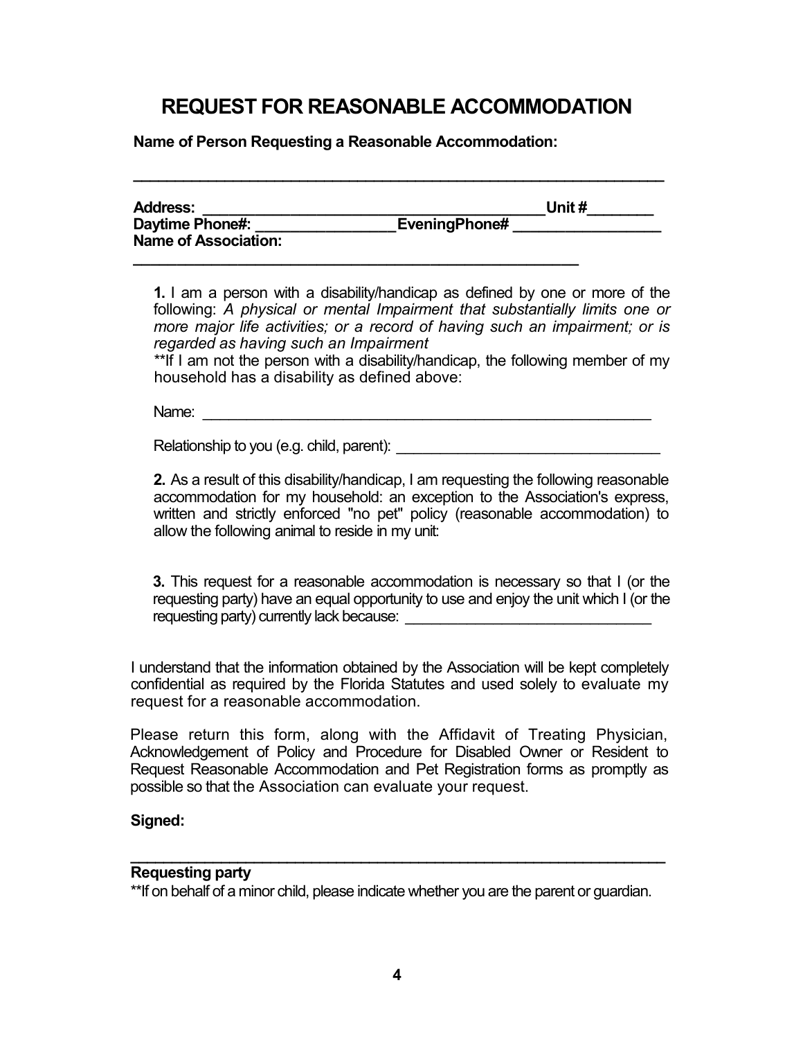# REQUEST FOR REASONABLE ACCOMMODATION

**Name of Person Requesting a Reasonable Accommodation:**

______________________________________________________________

**Address:** _________________________________________ **Unit #**________
**Daytime Phone#:** ________________ **EveningPhone#** _________________
**Name of Association:**

______________________________________________________

**1.** I am a person with a disability/handicap as defined by one or more of the following: *A physical or mental Impairment that substantially limits one or more major life activities; or a record of having such an impairment; or is regarded as having such an Impairment*
**If I am not the person with a disability/handicap, the following member of my household has a disability as defined above:

Name: ______________________________________________________

Relationship to you (e.g. child, parent): ________________________________

**2.** As a result of this disability/handicap, I am requesting the following reasonable accommodation for my household: an exception to the Association's express, written and strictly enforced "no pet" policy (reasonable accommodation) to allow the following animal to reside in my unit:

**3.** This request for a reasonable accommodation is necessary so that I (or the requesting party) have an equal opportunity to use and enjoy the unit which I (or the requesting party) currently lack because: ______________________________

I understand that the information obtained by the Association will be kept completely confidential as required by the Florida Statutes and used solely to evaluate my request for a reasonable accommodation.

Please return this form, along with the Affidavit of Treating Physician, Acknowledgement of Policy and Procedure for Disabled Owner or Resident to Request Reasonable Accommodation and Pet Registration forms as promptly as possible so that the Association can evaluate your request.

**Signed:**

______________________________________________________________

**Requesting party**
**If on behalf of a minor child, please indicate whether you are the parent or guardian.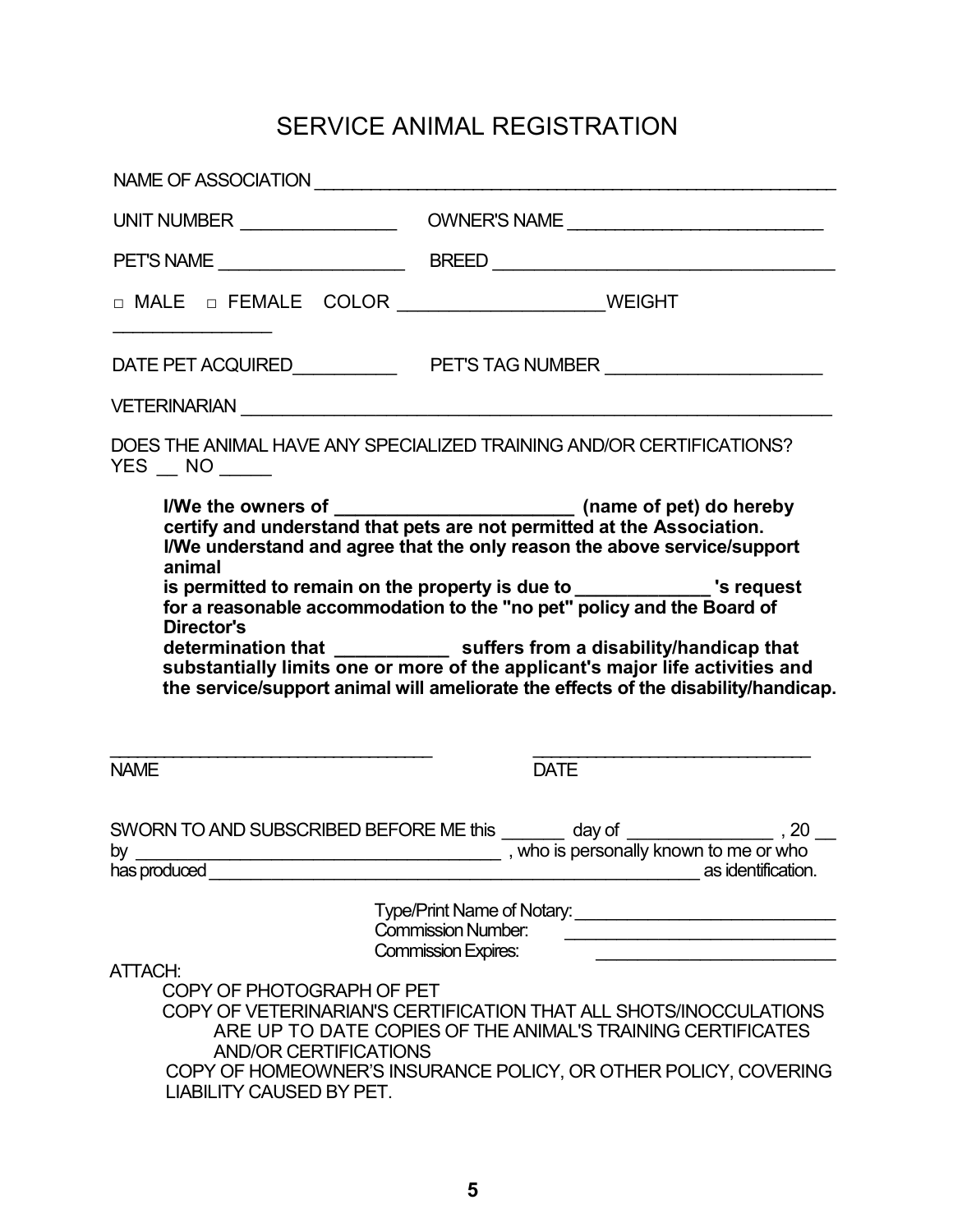# SERVICE ANIMAL REGISTRATION

NAME OF ASSOCIATION ______________________________________________________

UNIT NUMBER _______________ OWNER'S NAME _________________________

PET'S NAME _________________ BREED __________________________________

□ MALE □ FEMALE COLOR ___________________WEIGHT _______________

DATE PET ACQUIRED__________ PET'S TAG NUMBER _____________________

VETERINARIAN ____________________________________________________________

DOES THE ANIMAL HAVE ANY SPECIALIZED TRAINING AND/OR CERTIFICATIONS? YES __ NO _____

> **I/We the owners of _______________________ (name of pet) do hereby certify and understand that pets are not permitted at the Association. I/We understand and agree that the only reason the above service/support animal is permitted to remain on the property is due to _____________ 's request for a reasonable accommodation to the "no pet" policy and the Board of Director's determination that ___________ suffers from a disability/handicap that substantially limits one or more of the applicant's major life activities and the service/support animal will ameliorate the effects of the disability/handicap.**

_________________________________ _____________________________

NAME DATE

SWORN TO AND SUBSCRIBED BEFORE ME this _______ day of _______________ , 20 __ by ____________________________________ , who is personally known to me or who has produced ___________________________________________________ as identification.

Type/Print Name of Notary: ___________________________

Commission Number: ___________________________

Commission Expires: _________________________

ATTACH:

- COPY OF PHOTOGRAPH OF PET
- COPY OF VETERINARIAN'S CERTIFICATION THAT ALL SHOTS/INOCCULATIONS ARE UP TO DATE COPIES OF THE ANIMAL'S TRAINING CERTIFICATES AND/OR CERTIFICATIONS
- COPY OF HOMEOWNER'S INSURANCE POLICY, OR OTHER POLICY, COVERING LIABILITY CAUSED BY PET.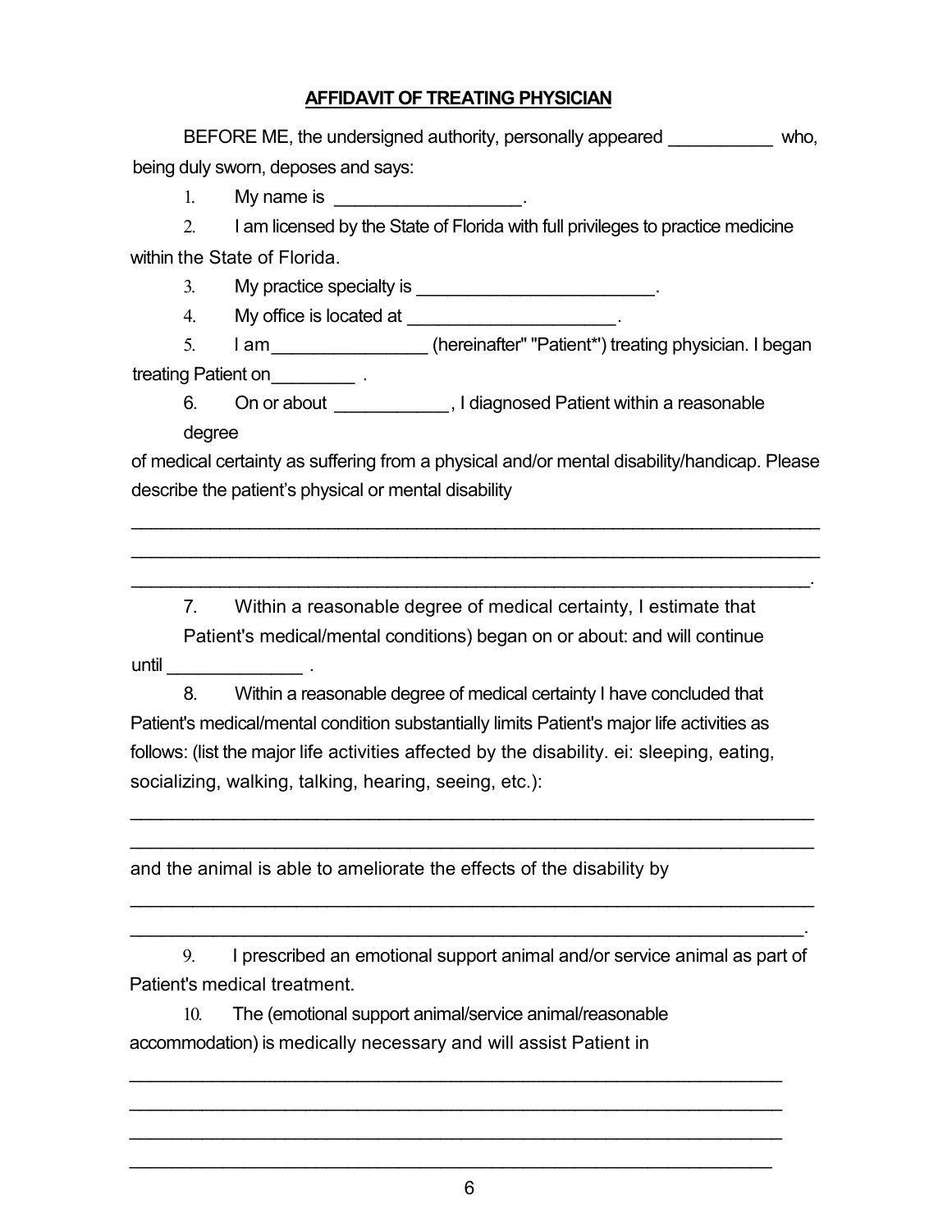**AFFIDAVIT OF TREATING PHYSICIAN**

BEFORE ME, the undersigned authority, personally appeared ___________ who, being duly sworn, deposes and says:

1. My name is ___________________.

2. I am licensed by the State of Florida with full privileges to practice medicine within the State of Florida.

3. My practice specialty is _________________________.

4. My office is located at ______________________.

5. I am________________ (hereinafter" "Patient*') treating physician. I began treating Patient on_________ .

6. On or about ____________, I diagnosed Patient within a reasonable degree of medical certainty as suffering from a physical and/or mental disability/handicap. Please describe the patient's physical or mental disability

______________________________________________________________________
______________________________________________________________________
_____________________________________________________________________.

7. Within a reasonable degree of medical certainty, I estimate that Patient's medical/mental conditions) began on or about: and will continue until ______________ .

8. Within a reasonable degree of medical certainty I have concluded that Patient's medical/mental condition substantially limits Patient's major life activities as follows: (list the major life activities affected by the disability. ei: sleeping, eating, socializing, walking, talking, hearing, seeing, etc.):

______________________________________________________________________
______________________________________________________________________

and the animal is able to ameliorate the effects of the disability by

______________________________________________________________________
_____________________________________________________________________.

9. I prescribed an emotional support animal and/or service animal as part of Patient's medical treatment.

10. The (emotional support animal/service animal/reasonable accommodation) is medically necessary and will assist Patient in

_________________________________________________________________
_________________________________________________________________
_________________________________________________________________
_________________________________________________________________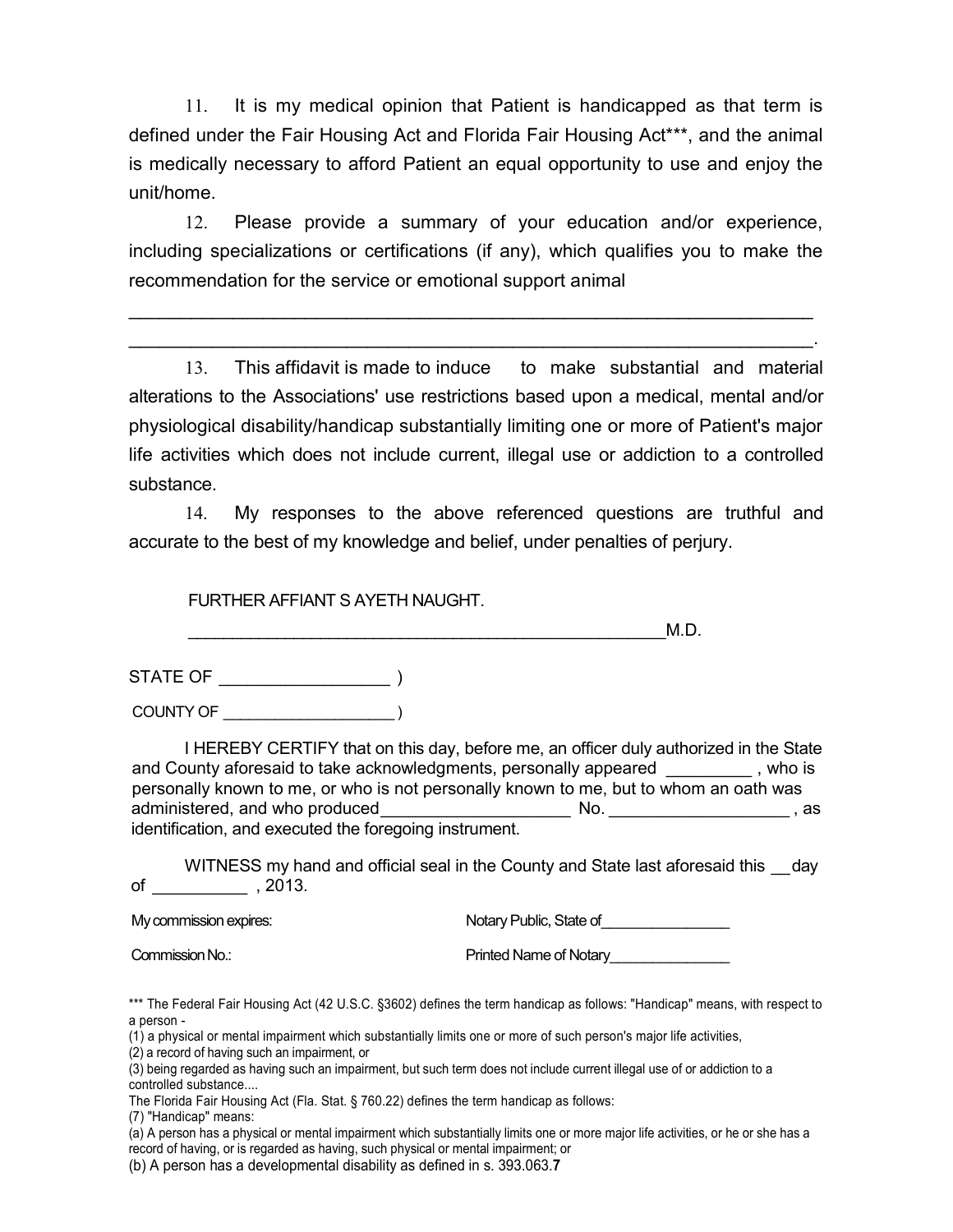11. It is my medical opinion that Patient is handicapped as that term is defined under the Fair Housing Act and Florida Fair Housing Act***, and the animal is medically necessary to afford Patient an equal opportunity to use and enjoy the unit/home.

12. Please provide a summary of your education and/or experience, including specializations or certifications (if any), which qualifies you to make the recommendation for the service or emotional support animal

_____________________________________________________________________

_____________________________________________________________________.

13. This affidavit is made to induce to make substantial and material alterations to the Associations' use restrictions based upon a medical, mental and/or physiological disability/handicap substantially limiting one or more of Patient's major life activities which does not include current, illegal use or addiction to a controlled substance.

14. My responses to the above referenced questions are truthful and accurate to the best of my knowledge and belief, under penalties of perjury.

FURTHER AFFIANT S AYETH NAUGHT.

_____________________________________________________M.D.

STATE OF __________________ )

COUNTY OF ____________________ )

I HEREBY CERTIFY that on this day, before me, an officer duly authorized in the State and County aforesaid to take acknowledgments, personally appeared _________ , who is personally known to me, or who is not personally known to me, but to whom an oath was administered, and who produced____________________ No. ___________________ , as identification, and executed the foregoing instrument.

WITNESS my hand and official seal in the County and State last aforesaid this __day of __________ , 2013.

My commission expires: Notary Public, State of________________

Commission No.: Printed Name of Notary_______________

*** The Federal Fair Housing Act (42 U.S.C. §3602) defines the term handicap as follows: "Handicap" means, with respect to a person -

(1) a physical or mental impairment which substantially limits one or more of such person's major life activities,

(2) a record of having such an impairment, or

(3) being regarded as having such an impairment, but such term does not include current illegal use of or addiction to a controlled substance....

The Florida Fair Housing Act (Fla. Stat. § 760.22) defines the term handicap as follows:

(7) "Handicap" means:

(a) A person has a physical or mental impairment which substantially limits one or more major life activities, or he or she has a record of having, or is regarded as having, such physical or mental impairment; or

(b) A person has a developmental disability as defined in s. 393.063.**7**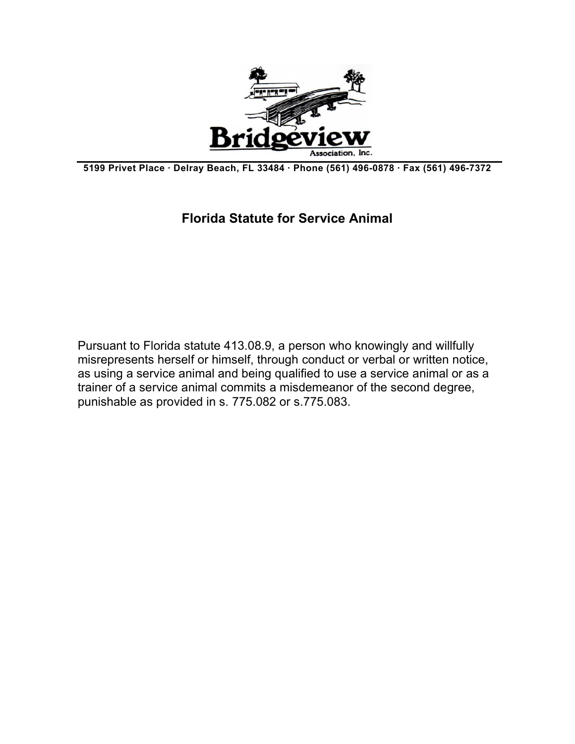Bridgeview

Association, Inc.

5199 Privet Place · Delray Beach, FL 33484 · Phone (561) 496-0878 · Fax (561) 496-7372

## Florida Statute for Service Animal

Pursuant to Florida statute 413.08.9, a person who knowingly and willfully misrepresents herself or himself, through conduct or verbal or written notice, as using a service animal and being qualified to use a service animal or as a trainer of a service animal commits a misdemeanor of the second degree, punishable as provided in s. 775.082 or s.775.083.